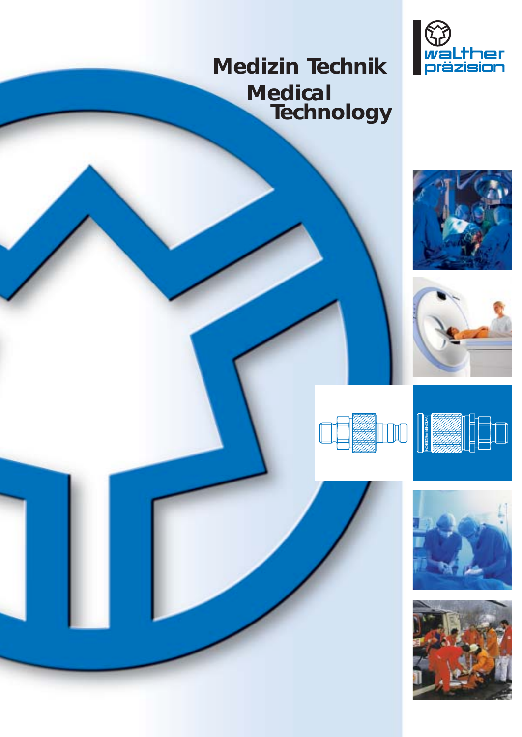# Medizin Technik

# Medical Technology

walther präzision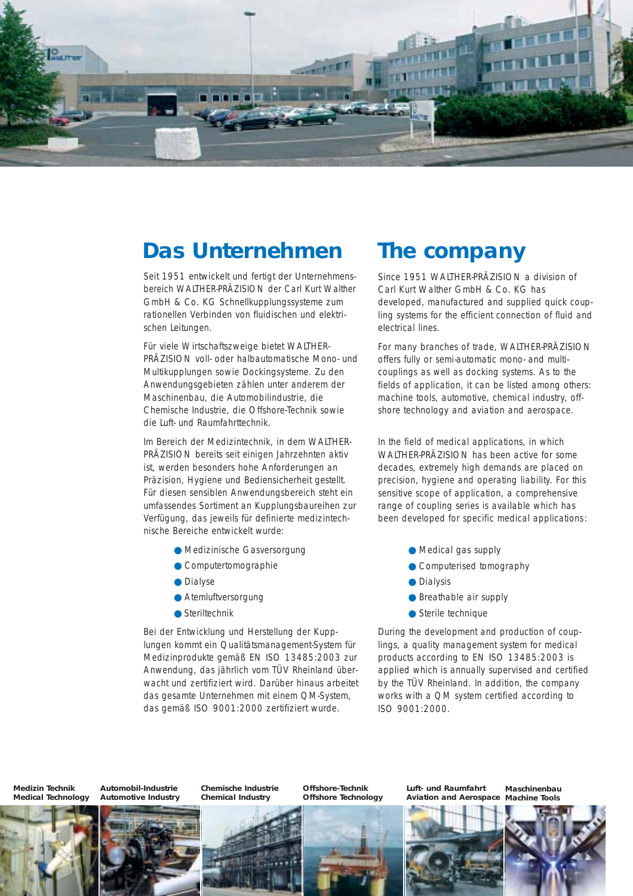## Das Unternehmen

Seit 1951 entwickelt und fertigt der Unternehmensbereich WALTHER-PRÄZISION der Carl Kurt Walther GmbH & Co. KG Schnellkupplungssysteme zum rationellen Verbinden von fluidischen und elektrischen Leitungen.

Für viele Wirtschaftszweige bietet WALTHER-PRÄZISION voll- oder halbautomatische Mono- und Multikupplungen sowie Dockingsysteme. Zu den Anwendungsgebieten zählen unter anderem der Maschinenbau, die Automobilindustrie, die Chemische Industrie, die Offshore-Technik sowie die Luft- und Raumfahrttechnik.

Im Bereich der Medizintechnik, in dem WALTHER-PRÄZISION bereits seit einigen Jahrzehnten aktiv ist, werden besonders hohe Anforderungen an Präzision, Hygiene und Bediensicherheit gestellt. Für diesen sensiblen Anwendungsbereich steht ein umfassendes Sortiment an Kupplungsbaureihen zur Verfügung, das jeweils für definierte medizintechnische Bereiche entwickelt wurde:

- Medizinische Gasversorgung
- Computertomographie
- Dialyse
- Atemluftversorgung
- Steriltechnik

Bei der Entwicklung und Herstellung der Kupplungen kommt ein Qualitätsmanagement-System für Medizinprodukte gemäß EN ISO 13485:2003 zur Anwendung, das jährlich vom TÜV Rheinland überwacht und zertifiziert wird. Darüber hinaus arbeitet das gesamte Unternehmen mit einem QM-System, das gemäß ISO 9001:2000 zertifiziert wurde.

## The company

Since 1951 WALTHER-PRÄZISION a division of Carl Kurt Walther GmbH & Co. KG has developed, manufactured and supplied quick coupling systems for the efficient connection of fluid and electrical lines.

For many branches of trade, WALTHER-PRÄZISION offers fully or semi-automatic mono- and multi-couplings as well as docking systems. As to the fields of application, it can be listed among others: machine tools, automotive, chemical industry, off-shore technology and aviation and aerospace.

In the field of medical applications, in which WALTHER-PRÄZISION has been active for some decades, extremely high demands are placed on precision, hygiene and operating liability. For this sensitive scope of application, a comprehensive range of coupling series is available which has been developed for specific medical applications:

- Medical gas supply
- Computerised tomography
- Dialysis
- Breathable air supply
- Sterile technique

During the development and production of couplings, a quality management system for medical products according to EN ISO 13485:2003 is applied which is annually supervised and certified by the TÜV Rheinland. In addition, the company works with a QM system certified according to ISO 9001:2000.

**Medizin Technik / Medical Technology** | **Automobil-Industrie / Automotive Industry** | **Chemische Industrie / Chemical Industry** | **Offshore-Technik / Offshore Technology** | **Luft- und Raumfahrt / Aviation and Aerospace** | **Maschinenbau / Machine Tools**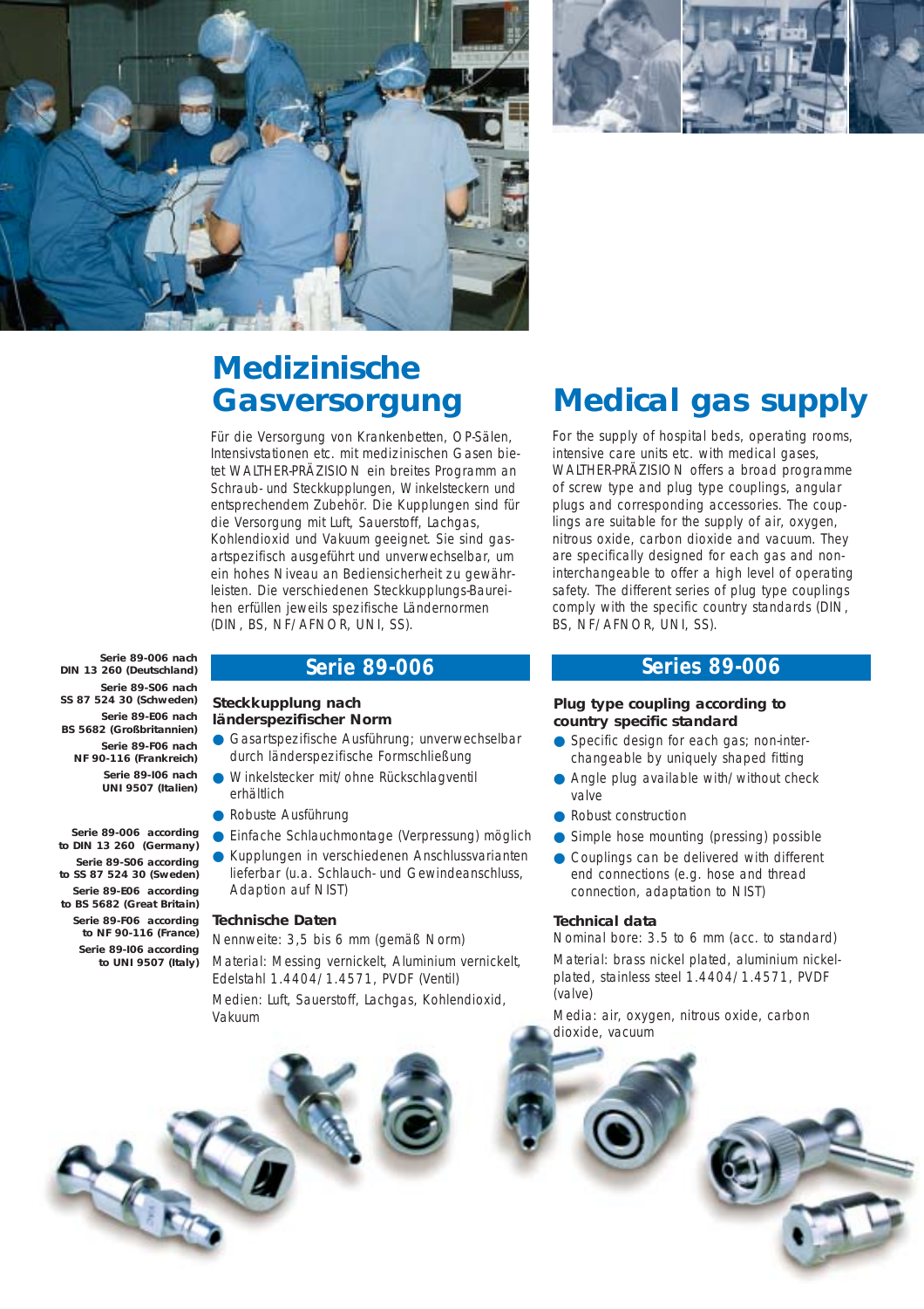# Medizinische Gasversorgung

Für die Versorgung von Krankenbetten, OP-Sälen, Intensivstationen etc. mit medizinischen Gasen bietet WALTHER-PRÄZISION ein breites Programm an Schraub- und Steckkupplungen, Winkelsteckern und entsprechendem Zubehör. Die Kupplungen sind für die Versorgung mit Luft, Sauerstoff, Lachgas, Kohlendioxid und Vakuum geeignet. Sie sind gasartspezifisch ausgeführt und unverwechselbar, um ein hohes Niveau an Bediensicherheit zu gewährleisten. Die verschiedenen Steckkupplungs-Baureihen erfüllen jeweils spezifische Ländernormen (DIN, BS, NF/AFNOR, UNI, SS).

# Medical gas supply

For the supply of hospital beds, operating rooms, intensive care units etc. with medical gases, WALTHER-PRÄZISION offers a broad programme of screw type and plug type couplings, angular plugs and corresponding accessories. The couplings are suitable for the supply of air, oxygen, nitrous oxide, carbon dioxide and vacuum. They are specifically designed for each gas and non-interchangeable to offer a high level of operating safety. The different series of plug type couplings comply with the specific country standards (DIN, BS, NF/AFNOR, UNI, SS).

**Serie 89-006 nach DIN 13 260 (Deutschland)**
**Serie 89-S06 nach SS 87 524 30 (Schweden)**
**Serie 89-E06 nach BS 5682 (Großbritannien)**
**Serie 89-F06 nach NF 90-116 (Frankreich)**
**Serie 89-I06 nach UNI 9507 (Italien)**

**Serie 89-006 according to DIN 13 260 (Germany)**
**Serie 89-S06 according to SS 87 524 30 (Sweden)**
**Serie 89-E06 according to BS 5682 (Great Britain)**
**Serie 89-F06 according to NF 90-116 (France)**
**Serie 89-I06 according to UNI 9507 (Italy)**

## Serie 89-006

### Steckkupplung nach länderspezifischer Norm

- Gasartspezifische Ausführung; unverwechselbar durch länderspezifische Formschließung
- Winkelstecker mit/ohne Rückschlagventil erhältlich
- Robuste Ausführung
- Einfache Schlauchmontage (Verpressung) möglich
- Kupplungen in verschiedenen Anschlussvarianten lieferbar (u.a. Schlauch- und Gewindeanschluss, Adaption auf NIST)

### Technische Daten

Nennweite: 3,5 bis 6 mm (gemäß Norm)

Material: Messing vernickelt, Aluminium vernickelt, Edelstahl 1.4404/1.4571, PVDF (Ventil)

Medien: Luft, Sauerstoff, Lachgas, Kohlendioxid, Vakuum

## Series 89-006

### Plug type coupling according to country specific standard

- Specific design for each gas; non-interchangeable by uniquely shaped fitting
- Angle plug available with/without check valve
- Robust construction
- Simple hose mounting (pressing) possible
- Couplings can be delivered with different end connections (e.g. hose and thread connection, adaptation to NIST)

### Technical data

Nominal bore: 3.5 to 6 mm (acc. to standard)

Material: brass nickel plated, aluminium nickel-plated, stainless steel 1.4404/1.4571, PVDF (valve)

Media: air, oxygen, nitrous oxide, carbon dioxide, vacuum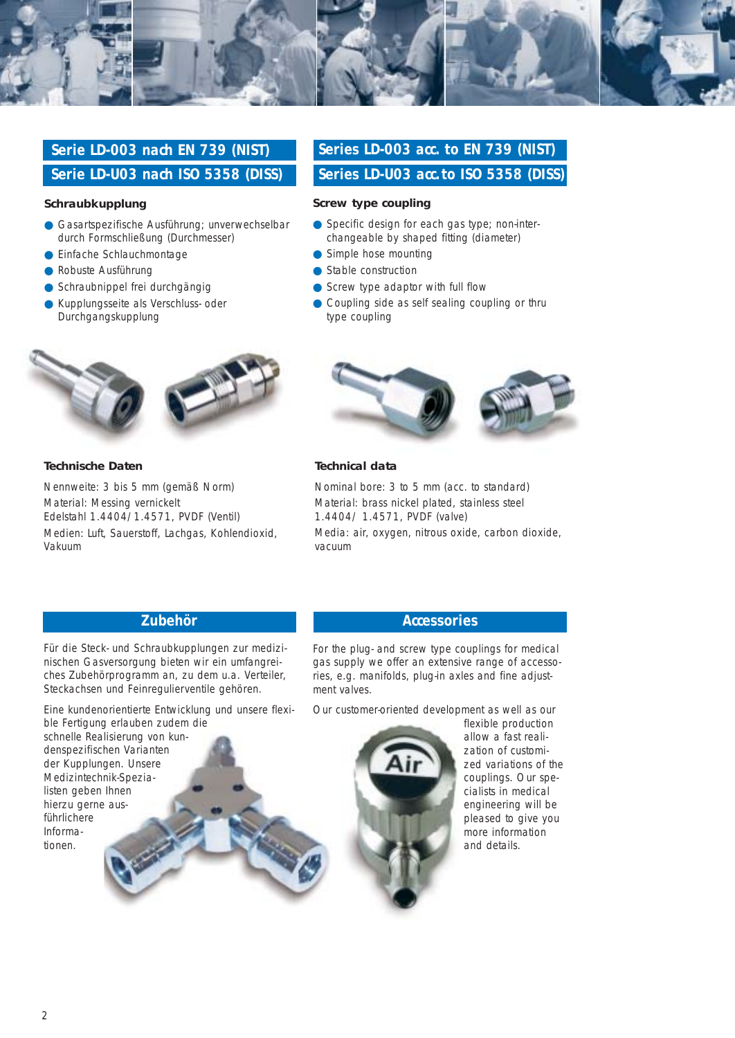## Serie LD-003 nach EN 739 (NIST)
## Serie LD-U03 nach ISO 5358 (DISS)

### Schraubkupplung

- Gasartspezifische Ausführung; unverwechselbar durch Formschließung (Durchmesser)
- Einfache Schlauchmontage
- Robuste Ausführung
- Schraubnippel frei durchgängig
- Kupplungsseite als Verschluss- oder Durchgangskupplung

### Technische Daten

Nennweite: 3 bis 5 mm (gemäß Norm)

Material: Messing vernickelt
Edelstahl 1.4404/ 1.4571, PVDF (Ventil)

Medien: Luft, Sauerstoff, Lachgas, Kohlendioxid, Vakuum

## Series LD-003 acc. to EN 739 (NIST)
## Series LD-U03 acc.to ISO 5358 (DISS)

### Screw type coupling

- Specific design for each gas type; non-interchangeable by shaped fitting (diameter)
- Simple hose mounting
- Stable construction
- Screw type adaptor with full flow
- Coupling side as self sealing coupling or thru type coupling

### Technical data

Nominal bore: 3 to 5 mm (acc. to standard)

Material: brass nickel plated, stainless steel 1.4404/ 1.4571, PVDF (valve)

Media: air, oxygen, nitrous oxide, carbon dioxide, vacuum

## Zubehör

Für die Steck- und Schraubkupplungen zur medizinischen Gasversorgung bieten wir ein umfangreiches Zubehörprogramm an, zu dem u.a. Verteiler, Steckachsen und Feinregulierventile gehören.

Eine kundenorientierte Entwicklung und unsere flexible Fertigung erlauben zudem die schnelle Realisierung von kundenspezifischen Varianten der Kupplungen. Unsere Medizintechnik-Spezialisten geben Ihnen hierzu gerne ausführlichere Informationen.

## Accessories

For the plug- and screw type couplings for medical gas supply we offer an extensive range of accessories, e.g. manifolds, plug-in axles and fine adjustment valves.

Our customer-oriented development as well as our flexible production allow a fast realization of customized variations of the couplings. Our specialists in medical engineering will be pleased to give you more information and details.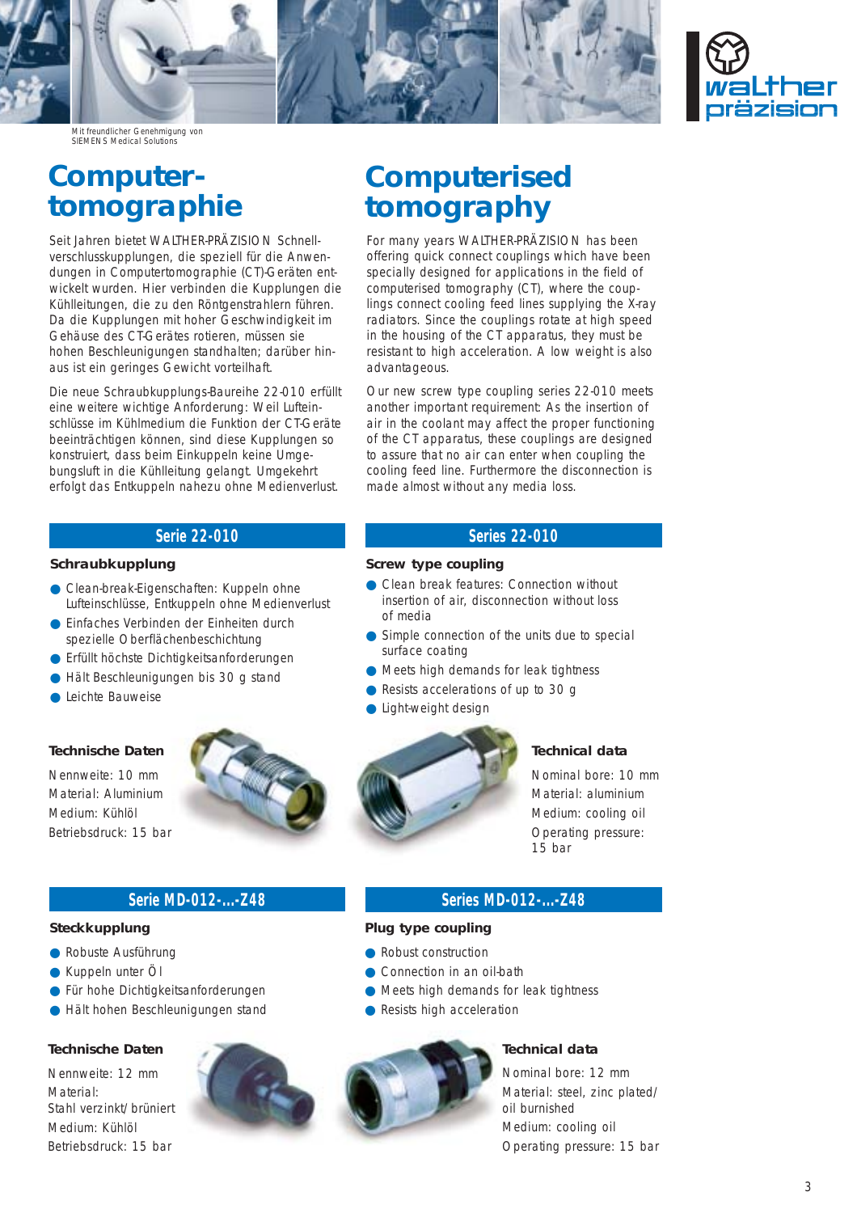Mit freundlicher Genehmigung von
SIEMENS Medical Solutions

# Computer­tomographie

Seit Jahren bietet WALTHER-PRÄZISION Schnellverschlusskupplungen, die speziell für die Anwendungen in Computertomographie (CT)-Geräten entwickelt wurden. Hier verbinden die Kupplungen die Kühlleitungen, die zu den Röntgenstrahlern führen. Da die Kupplungen mit hoher Geschwindigkeit im Gehäuse des CT-Gerätes rotieren, müssen sie hohen Beschleunigungen standhalten; darüber hinaus ist ein geringes Gewicht vorteilhaft.

Die neue Schraubkupplungs-Baureihe 22-010 erfüllt eine weitere wichtige Anforderung: Weil Lufteinschlüsse im Kühlmedium die Funktion der CT-Geräte beeinträchtigen können, sind diese Kupplungen so konstruiert, dass beim Einkuppeln keine Umgebungsluft in die Kühlleitung gelangt. Umgekehrt erfolgt das Entkuppeln nahezu ohne Medienverlust.

## Serie 22-010

### Schraubkupplung

- Clean-break-Eigenschaften: Kuppeln ohne Lufteinschlüsse, Entkuppeln ohne Medienverlust
- Einfaches Verbinden der Einheiten durch spezielle Oberflächenbeschichtung
- Erfüllt höchste Dichtigkeitsanforderungen
- Hält Beschleunigungen bis 30 g stand
- Leichte Bauweise

### Technische Daten

Nennweite: 10 mm
Material: Aluminium
Medium: Kühlöl
Betriebsdruck: 15 bar

## Serie MD-012-...-Z48

### Steckkupplung

- Robuste Ausführung
- Kuppeln unter Öl
- Für hohe Dichtigkeitsanforderungen
- Hält hohen Beschleunigungen stand

### Technische Daten

Nennweite: 12 mm
Material:
Stahl verzinkt/ brüniert
Medium: Kühlöl
Betriebsdruck: 15 bar

# Computerised tomography

For many years WALTHER-PRÄZISION has been offering quick connect couplings which have been specially designed for applications in the field of computerised tomography (CT), where the couplings connect cooling feed lines supplying the X-ray radiators. Since the couplings rotate at high speed in the housing of the CT apparatus, they must be resistant to high acceleration. A low weight is also advantageous.

Our new screw type coupling series 22-010 meets another important requirement: As the insertion of air in the coolant may affect the proper functioning of the CT apparatus, these couplings are designed to assure that no air can enter when coupling the cooling feed line. Furthermore the disconnection is made almost without any media loss.

## Series 22-010

### Screw type coupling

- Clean break features: Connection without insertion of air, disconnection without loss of media
- Simple connection of the units due to special surface coating
- Meets high demands for leak tightness
- Resists accelerations of up to 30 g
- Light-weight design

### Technical data

Nominal bore: 10 mm
Material: aluminium
Medium: cooling oil
Operating pressure: 15 bar

## Series MD-012-...-Z48

### Plug type coupling

- Robust construction
- Connection in an oil-bath
- Meets high demands for leak tightness
- Resists high acceleration

### Technical data

Nominal bore: 12 mm
Material: steel, zinc plated/ oil burnished
Medium: cooling oil
Operating pressure: 15 bar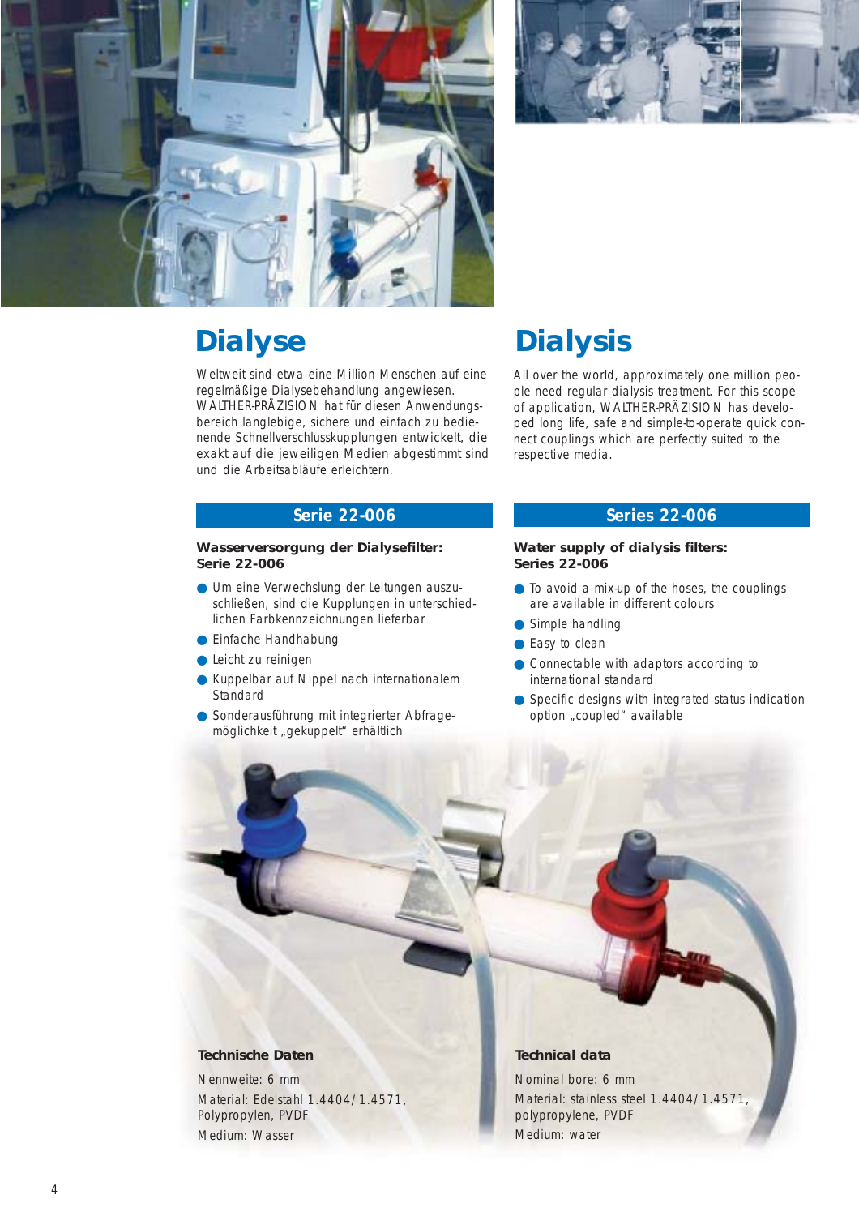# Dialyse

Weltweit sind etwa eine Million Menschen auf eine regelmäßige Dialysebehandlung angewiesen. WALTHER-PRÄZISION hat für diesen Anwendungsbereich langlebige, sichere und einfach zu bedienende Schnellverschlusskupplungen entwickelt, die exakt auf die jeweiligen Medien abgestimmt sind und die Arbeitsabläufe erleichtern.

## Serie 22-006

**Wasserversorgung der Dialysefilter: Serie 22-006**

- Um eine Verwechslung der Leitungen auszuschließen, sind die Kupplungen in unterschiedlichen Farbkennzeichnungen lieferbar
- Einfache Handhabung
- Leicht zu reinigen
- Kuppelbar auf Nippel nach internationalem Standard
- Sonderausführung mit integrierter Abfragemöglichkeit „gekuppelt" erhältlich

**Technische Daten**

Nennweite: 6 mm

Material: Edelstahl 1.4404/1.4571, Polypropylen, PVDF

Medium: Wasser

# Dialysis

All over the world, approximately one million people need regular dialysis treatment. For this scope of application, WALTHER-PRÄZISION has developed long life, safe and simple-to-operate quick connect couplings which are perfectly suited to the respective media.

## Series 22-006

**Water supply of dialysis filters: Series 22-006**

- To avoid a mix-up of the hoses, the couplings are available in different colours
- Simple handling
- Easy to clean
- Connectable with adaptors according to international standard
- Specific designs with integrated status indication option „coupled" available

**Technical data**

Nominal bore: 6 mm

Material: stainless steel 1.4404/1.4571, polypropylene, PVDF

Medium: water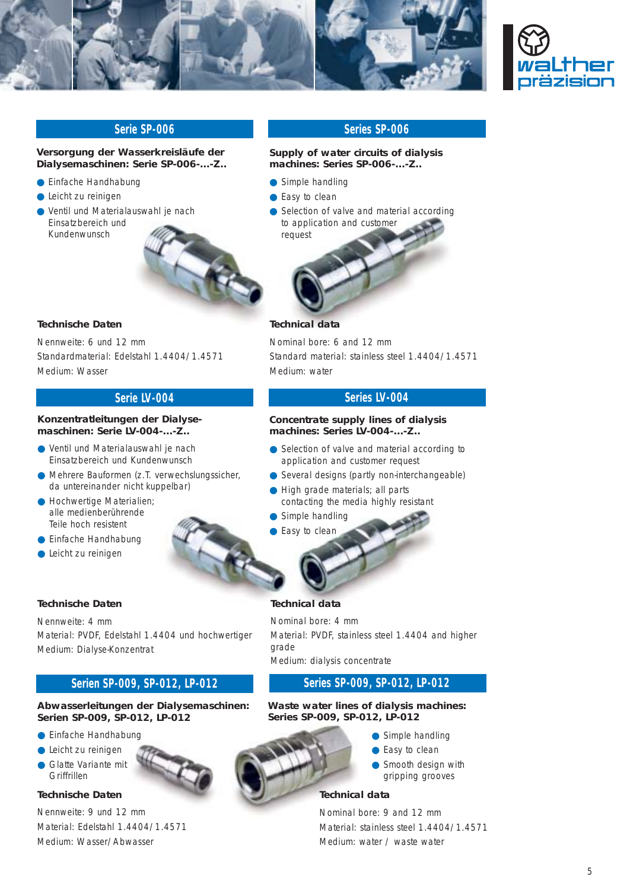## Serie SP-006

### Versorgung der Wasserkreisläufe der Dialysemaschinen: Serie SP-006-...-Z..

- Einfache Handhabung
- Leicht zu reinigen
- Ventil und Materialauswahl je nach Einsatzbereich und Kundenwunsch

### Technische Daten

Nennweite: 6 und 12 mm
Standardmaterial: Edelstahl 1.4404/1.4571
Medium: Wasser

## Series SP-006

### Supply of water circuits of dialysis machines: Series SP-006-...-Z..

- Simple handling
- Easy to clean
- Selection of valve and material according to application and customer request

### Technical data

Nominal bore: 6 and 12 mm
Standard material: stainless steel 1.4404/1.4571
Medium: water

## Serie LV-004

### Konzentratleitungen der Dialyse-maschinen: Serie LV-004-...-Z..

- Ventil und Materialauswahl je nach Einsatzbereich und Kundenwunsch
- Mehrere Bauformen (z.T. verwechslungssicher, da untereinander nicht kuppelbar)
- Hochwertige Materialien; alle medienberührende Teile hoch resistent
- Einfache Handhabung
- Leicht zu reinigen

### Technische Daten

Nennweite: 4 mm
Material: PVDF, Edelstahl 1.4404 und hochwertiger
Medium: Dialyse-Konzentrat

## Series LV-004

### Concentrate supply lines of dialysis machines: Series LV-004-...-Z..

- Selection of valve and material according to application and customer request
- Several designs (partly non-interchangeable)
- High grade materials; all parts contacting the media highly resistant
- Simple handling
- Easy to clean

### Technical data

Nominal bore: 4 mm
Material: PVDF, stainless steel 1.4404 and higher grade
Medium: dialysis concentrate

## Serien SP-009, SP-012, LP-012

### Abwasserleitungen der Dialysemaschinen: Serien SP-009, SP-012, LP-012

- Einfache Handhabung
- Leicht zu reinigen
- Glatte Variante mit Griffrillen

### Technische Daten

Nennweite: 9 und 12 mm
Material: Edelstahl 1.4404/1.4571
Medium: Wasser/Abwasser

## Series SP-009, SP-012, LP-012

### Waste water lines of dialysis machines: Series SP-009, SP-012, LP-012

- Simple handling
- Easy to clean
- Smooth design with gripping grooves

### Technical data

Nominal bore: 9 and 12 mm
Material: stainless steel 1.4404/1.4571
Medium: water / waste water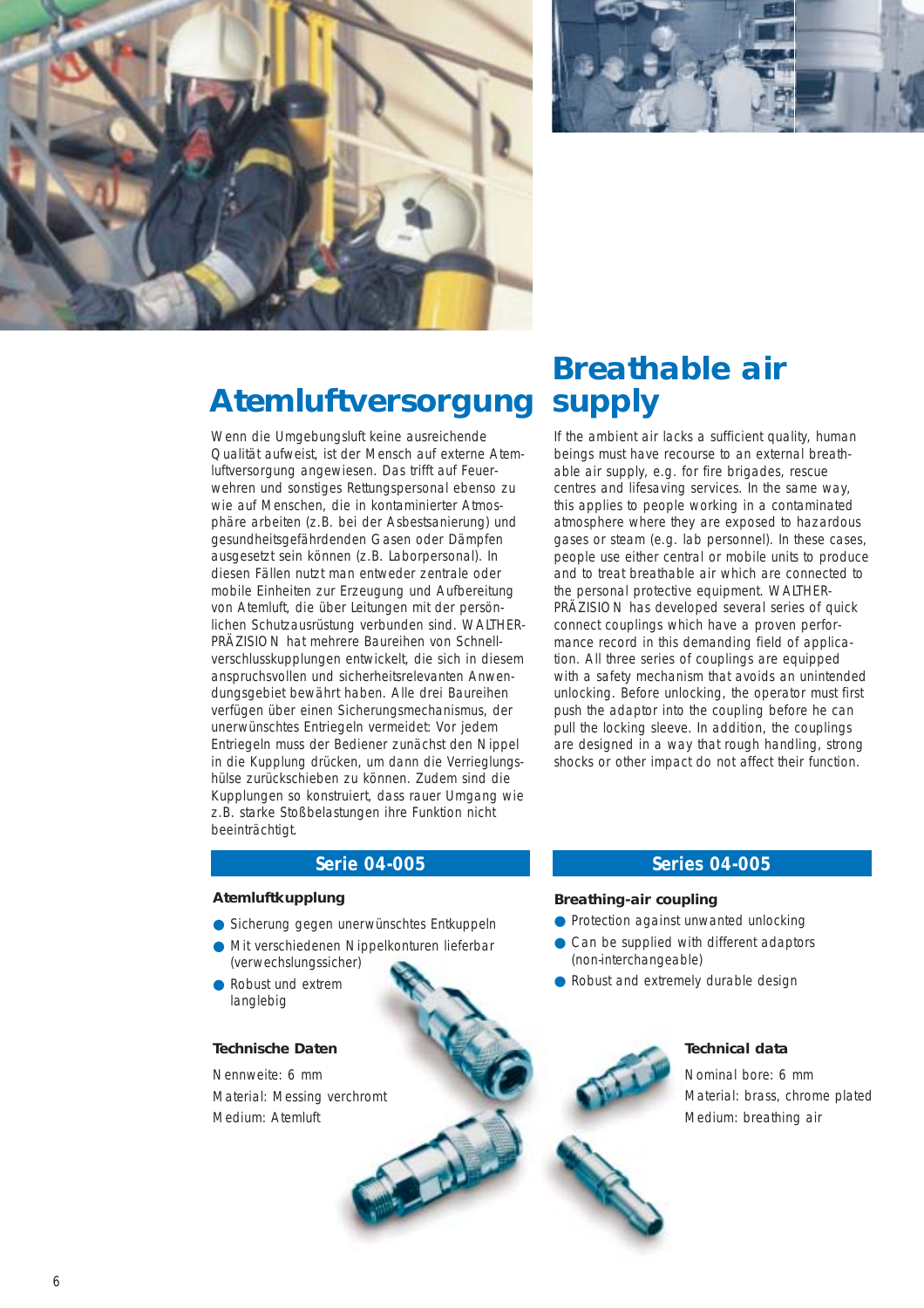# Atemluftversorgung

Wenn die Umgebungsluft keine ausreichende Qualität aufweist, ist der Mensch auf externe Atemluftversorgung angewiesen. Das trifft auf Feuerwehren und sonstiges Rettungspersonal ebenso zu wie auf Menschen, die in kontaminierter Atmosphäre arbeiten (z.B. bei der Asbestsanierung) und gesundheitsgefährdenden Gasen oder Dämpfen ausgesetzt sein können (z.B. Laborpersonal). In diesen Fällen nutzt man entweder zentrale oder mobile Einheiten zur Erzeugung und Aufbereitung von Atemluft, die über Leitungen mit der persönlichen Schutzausrüstung verbunden sind. WALTHER-PRÄZISION hat mehrere Baureihen von Schnellverschlusskupplungen entwickelt, die sich in diesem anspruchsvollen und sicherheitsrelevanten Anwendungsgebiet bewährt haben. Alle drei Baureihen verfügen über einen Sicherungsmechanismus, der unerwünschtes Entriegeln vermeidet: Vor jedem Entriegeln muss der Bediener zunächst den Nippel in die Kupplung drücken, um dann die Verriegelungshülse zurückschieben zu können. Zudem sind die Kupplungen so konstruiert, dass rauer Umgang wie z.B. starke Stoßbelastungen ihre Funktion nicht beeinträchtigt.

## Serie 04-005

### Atemluftkupplung

- Sicherung gegen unerwünschtes Entkuppeln
- Mit verschiedenen Nippelkonturen lieferbar (verwechslungssicher)
- Robust und extrem langlebig

### Technische Daten

Nennweite: 6 mm
Material: Messing verchromt
Medium: Atemluft

# Breathable air supply

If the ambient air lacks a sufficient quality, human beings must have recourse to an external breathable air supply, e.g. for fire brigades, rescue centres and lifesaving services. In the same way, this applies to people working in a contaminated atmosphere where they are exposed to hazardous gases or steam (e.g. lab personnel). In these cases, people use either central or mobile units to produce and to treat breathable air which are connected to the personal protective equipment. WALTHER-PRÄZISION has developed several series of quick connect couplings which have a proven performance record in this demanding field of application. All three series of couplings are equipped with a safety mechanism that avoids an unintended unlocking. Before unlocking, the operator must first push the adaptor into the coupling before he can pull the locking sleeve. In addition, the couplings are designed in a way that rough handling, strong shocks or other impact do not affect their function.

## Series 04-005

### Breathing-air coupling

- Protection against unwanted unlocking
- Can be supplied with different adaptors (non-interchangeable)
- Robust and extremely durable design

### Technical data

Nominal bore: 6 mm
Material: brass, chrome plated
Medium: breathing air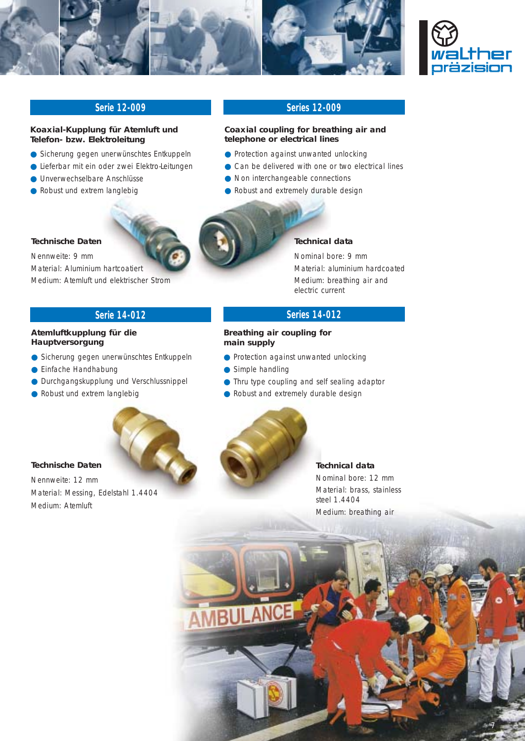## Serie 12-009

**Koaxial-Kupplung für Atemluft und Telefon- bzw. Elektroleitung**

- Sicherung gegen unerwünschtes Entkuppeln
- Lieferbar mit ein oder zwei Elektro-Leitungen
- Unverwechselbare Anschlüsse
- Robust und extrem langlebig

**Technische Daten**

Nennweite: 9 mm
Material: Aluminium hartcoatiert
Medium: Atemluft und elektrischer Strom

## Series 12-009

**Coaxial coupling for breathing air and telephone or electrical lines**

- Protection against unwanted unlocking
- Can be delivered with one or two electrical lines
- Non interchangeable connections
- Robust and extremely durable design

**Technical data**

Nominal bore: 9 mm
Material: aluminium hardcoated
Medium: breathing air and electric current

## Serie 14-012

**Atemluftkupplung für die Hauptversorgung**

- Sicherung gegen unerwünschtes Entkuppeln
- Einfache Handhabung
- Durchgangskupplung und Verschlussnippel
- Robust und extrem langlebig

**Technische Daten**

Nennweite: 12 mm
Material: Messing, Edelstahl 1.4404
Medium: Atemluft

## Series 14-012

**Breathing air coupling for main supply**

- Protection against unwanted unlocking
- Simple handling
- Thru type coupling and self sealing adaptor
- Robust and extremely durable design

**Technical data**

Nominal bore: 12 mm
Material: brass, stainless steel 1.4404
Medium: breathing air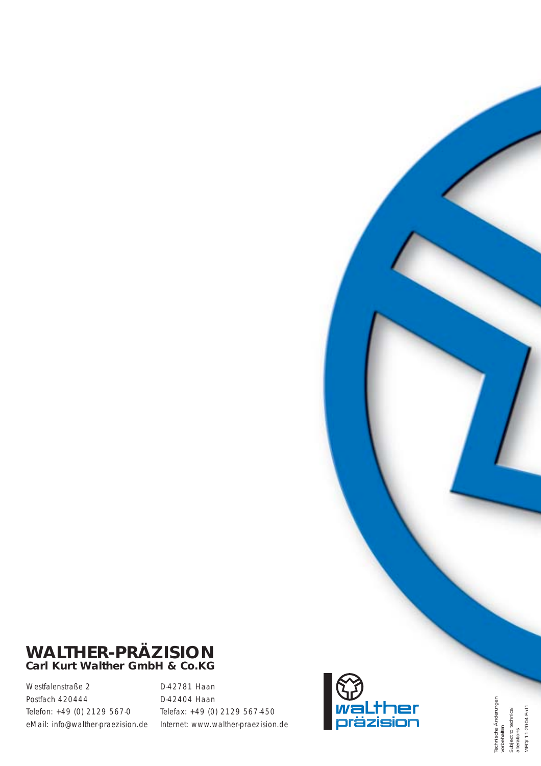## WALTHER-PRÄZISION

**Carl Kurt Walther GmbH & Co.KG**

Westfalenstraße 2 D-42781 Haan
Postfach 420444 D-42404 Haan
Telefon: +49 (0) 2129 567-0 Telefax: +49 (0) 2129 567-450
eMail: info@walther-praezision.de Internet: www.walther-praezision.de

walther präzision

Technische Änderungen vorbehalten
Subject to technical alterations
MED/11-2004-Erd1